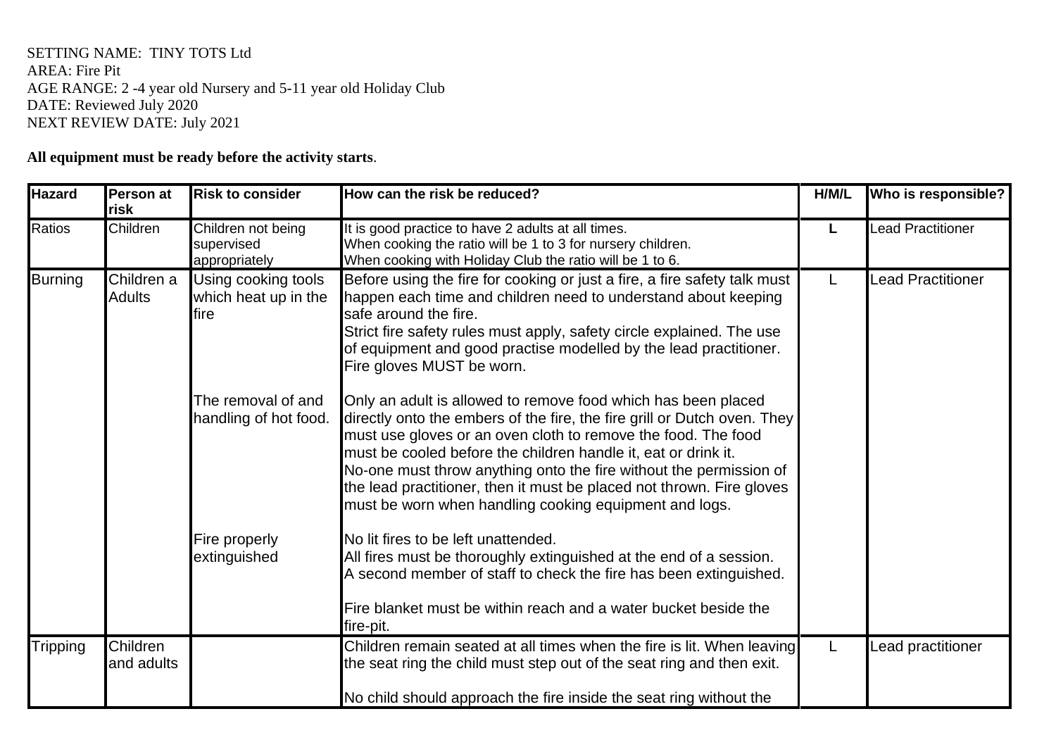SETTING NAME: TINY TOTS Ltd
AREA: Fire Pit
AGE RANGE: 2 -4 year old Nursery and 5-11 year old Holiday Club
DATE: Reviewed July 2020
NEXT REVIEW DATE: July 2021

**All equipment must be ready before the activity starts**.

| Hazard | Person at risk | Risk to consider | How can the risk be reduced? | H/M/L | Who is responsible? |
|---|---|---|---|---|---|
| Ratios | Children | Children not being supervised appropriately | It is good practice to have 2 adults at all times.<br>When cooking the ratio will be 1 to 3 for nursery children.<br>When cooking with Holiday Club the ratio will be 1 to 6. | **L** | Lead Practitioner |
| Burning | Children a Adults | Using cooking tools which heat up in the fire | Before using the fire for cooking or just a fire, a fire safety talk must happen each time and children need to understand about keeping safe around the fire.<br>Strict fire safety rules must apply, safety circle explained. The use of equipment and good practise modelled by the lead practitioner. Fire gloves MUST be worn. | L | Lead Practitioner |
| | | The removal of and handling of hot food. | Only an adult is allowed to remove food which has been placed directly onto the embers of the fire, the fire grill or Dutch oven. They must use gloves or an oven cloth to remove the food. The food must be cooled before the children handle it, eat or drink it.<br>No-one must throw anything onto the fire without the permission of the lead practitioner, then it must be placed not thrown. Fire gloves must be worn when handling cooking equipment and logs. | | |
| | | Fire properly extinguished | No lit fires to be left unattended.<br>All fires must be thoroughly extinguished at the end of a session.<br>A second member of staff to check the fire has been extinguished.<br><br>Fire blanket must be within reach and a water bucket beside the fire-pit. | | |
| Tripping | Children and adults | | Children remain seated at all times when the fire is lit. When leaving the seat ring the child must step out of the seat ring and then exit.<br><br>No child should approach the fire inside the seat ring without the | L | Lead practitioner |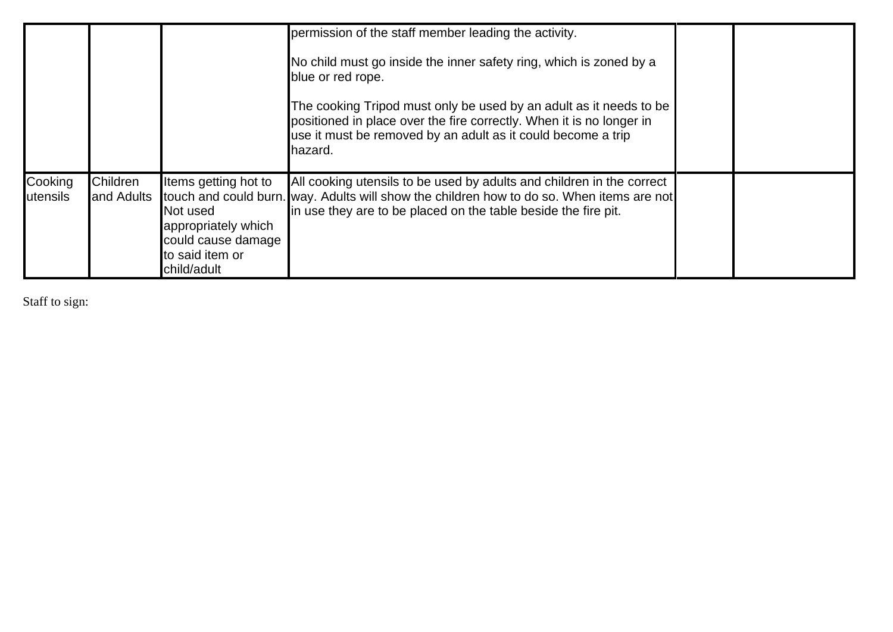| | | | | | |
|---|---|---|---|---|---|
| | | | permission of the staff member leading the activity.<br><br>No child must go inside the inner safety ring, which is zoned by a blue or red rope.<br><br>The cooking Tripod must only be used by an adult as it needs to be positioned in place over the fire correctly. When it is no longer in use it must be removed by an adult as it could become a trip hazard. | | |
| Cooking utensils | Children and Adults | Items getting hot to touch and could burn. Not used appropriately which could cause damage to said item or child/adult | All cooking utensils to be used by adults and children in the correct way. Adults will show the children how to do so. When items are not in use they are to be placed on the table beside the fire pit. | | |

Staff to sign: